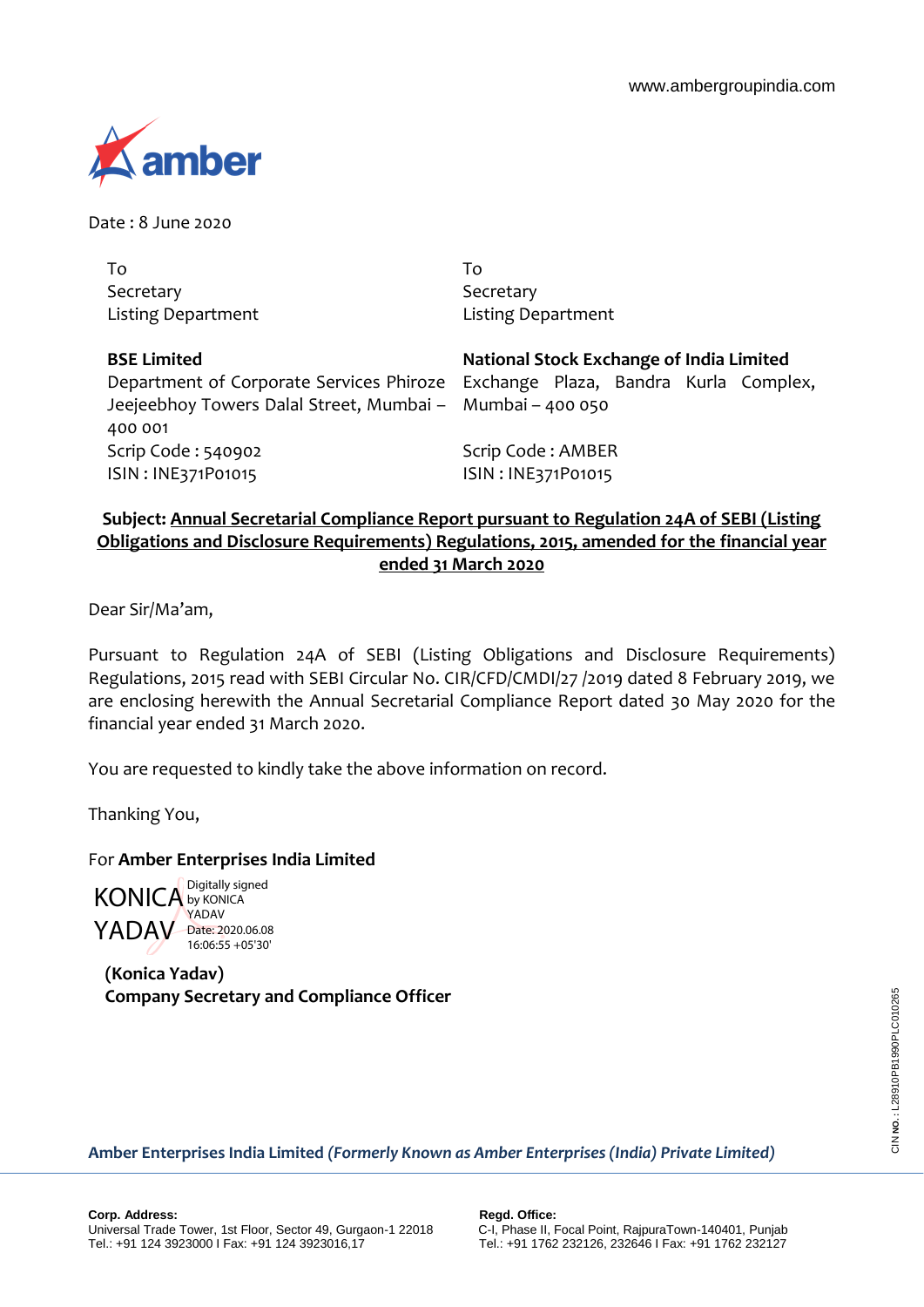www.ambergroupindia.com

amber

Date : 8 June 2020

| To | To |
|---|---|
| Secretary | Secretary |
| Listing Department | Listing Department |
| **BSE Limited** | **National Stock Exchange of India Limited** |
| Department of Corporate Services Phiroze Jeejeebhoy Towers Dalal Street, Mumbai – 400 001 | Exchange Plaza, Bandra Kurla Complex, Mumbai – 400 050 |
| Scrip Code : 540902 | Scrip Code : AMBER |
| ISIN : INE371P01015 | ISIN : INE371P01015 |

**Subject: Annual Secretarial Compliance Report pursuant to Regulation 24A of SEBI (Listing Obligations and Disclosure Requirements) Regulations, 2015, amended for the financial year ended 31 March 2020**

Dear Sir/Ma'am,

Pursuant to Regulation 24A of SEBI (Listing Obligations and Disclosure Requirements) Regulations, 2015 read with SEBI Circular No. CIR/CFD/CMDI/27 /2019 dated 8 February 2019, we are enclosing herewith the Annual Secretarial Compliance Report dated 30 May 2020 for the financial year ended 31 March 2020.

You are requested to kindly take the above information on record.

Thanking You,

For **Amber Enterprises India Limited**

KONICA YADAV Digitally signed by KONICA YADAV Date: 2020.06.08 16:06:55 +05'30'

**(Konica Yadav)**
**Company Secretary and Compliance Officer**

CIN NO. : L28910PB1990PLC010265

**Amber Enterprises India Limited *(Formerly Known as Amber Enterprises (India) Private Limited)***

**Corp. Address:**
Universal Trade Tower, 1st Floor, Sector 49, Gurgaon-1 22018
Tel.: +91 124 3923000 I Fax: +91 124 3923016,17

**Regd. Office:**
C-I, Phase II, Focal Point, RajpuraTown-140401, Punjab
Tel.: +91 1762 232126, 232646 I Fax: +91 1762 232127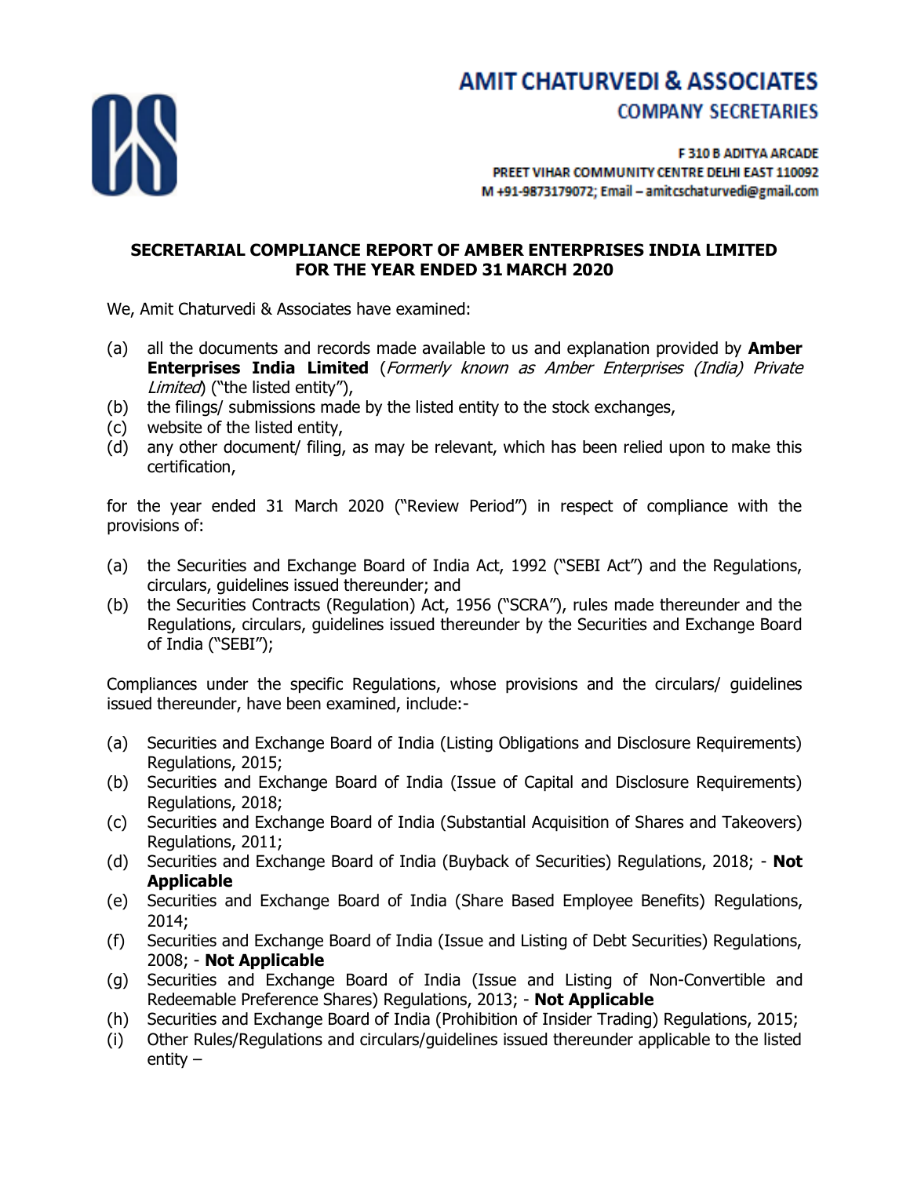**AMIT CHATURVEDI & ASSOCIATES**

**COMPANY SECRETARIES**

F 310 B ADITYA ARCADE
PREET VIHAR COMMUNITY CENTRE DELHI EAST 110092
M +91-9873179072; Email – amitcschaturvedi@gmail.com

**SECRETARIAL COMPLIANCE REPORT OF AMBER ENTERPRISES INDIA LIMITED FOR THE YEAR ENDED 31 MARCH 2020**

We, Amit Chaturvedi & Associates have examined:

(a) all the documents and records made available to us and explanation provided by **Amber Enterprises India Limited** (*Formerly known as Amber Enterprises (India) Private Limited*) ("the listed entity"),
(b) the filings/ submissions made by the listed entity to the stock exchanges,
(c) website of the listed entity,
(d) any other document/ filing, as may be relevant, which has been relied upon to make this certification,

for the year ended 31 March 2020 ("Review Period") in respect of compliance with the provisions of:

(a) the Securities and Exchange Board of India Act, 1992 ("SEBI Act") and the Regulations, circulars, guidelines issued thereunder; and
(b) the Securities Contracts (Regulation) Act, 1956 ("SCRA"), rules made thereunder and the Regulations, circulars, guidelines issued thereunder by the Securities and Exchange Board of India ("SEBI");

Compliances under the specific Regulations, whose provisions and the circulars/ guidelines issued thereunder, have been examined, include:-

(a) Securities and Exchange Board of India (Listing Obligations and Disclosure Requirements) Regulations, 2015;
(b) Securities and Exchange Board of India (Issue of Capital and Disclosure Requirements) Regulations, 2018;
(c) Securities and Exchange Board of India (Substantial Acquisition of Shares and Takeovers) Regulations, 2011;
(d) Securities and Exchange Board of India (Buyback of Securities) Regulations, 2018; - **Not Applicable**
(e) Securities and Exchange Board of India (Share Based Employee Benefits) Regulations, 2014;
(f) Securities and Exchange Board of India (Issue and Listing of Debt Securities) Regulations, 2008; - **Not Applicable**
(g) Securities and Exchange Board of India (Issue and Listing of Non-Convertible and Redeemable Preference Shares) Regulations, 2013; - **Not Applicable**
(h) Securities and Exchange Board of India (Prohibition of Insider Trading) Regulations, 2015;
(i) Other Rules/Regulations and circulars/guidelines issued thereunder applicable to the listed entity –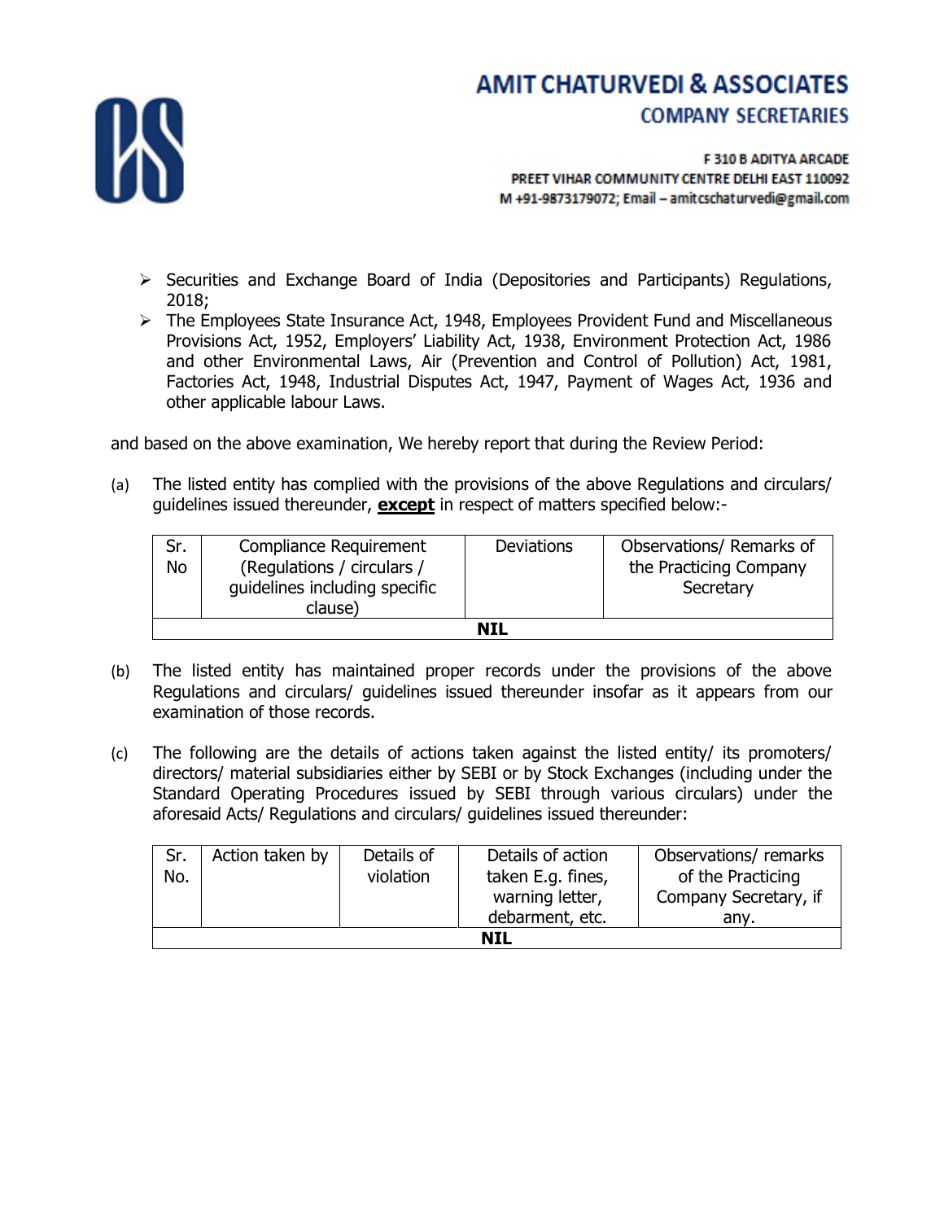- Securities and Exchange Board of India (Depositories and Participants) Regulations, 2018;
- The Employees State Insurance Act, 1948, Employees Provident Fund and Miscellaneous Provisions Act, 1952, Employers' Liability Act, 1938, Environment Protection Act, 1986 and other Environmental Laws, Air (Prevention and Control of Pollution) Act, 1981, Factories Act, 1948, Industrial Disputes Act, 1947, Payment of Wages Act, 1936 and other applicable labour Laws.

and based on the above examination, We hereby report that during the Review Period:

(a) The listed entity has complied with the provisions of the above Regulations and circulars/ guidelines issued thereunder, **except** in respect of matters specified below:-

| Sr. No | Compliance Requirement (Regulations / circulars / guidelines including specific clause) | Deviations | Observations/ Remarks of the Practicing Company Secretary |
|---|---|---|---|
| **NIL** | | | |

(b) The listed entity has maintained proper records under the provisions of the above Regulations and circulars/ guidelines issued thereunder insofar as it appears from our examination of those records.

(c) The following are the details of actions taken against the listed entity/ its promoters/ directors/ material subsidiaries either by SEBI or by Stock Exchanges (including under the Standard Operating Procedures issued by SEBI through various circulars) under the aforesaid Acts/ Regulations and circulars/ guidelines issued thereunder:

| Sr. No. | Action taken by | Details of violation | Details of action taken E.g. fines, warning letter, debarment, etc. | Observations/ remarks of the Practicing Company Secretary, if any. |
|---|---|---|---|---|
| **NIL** | | | | |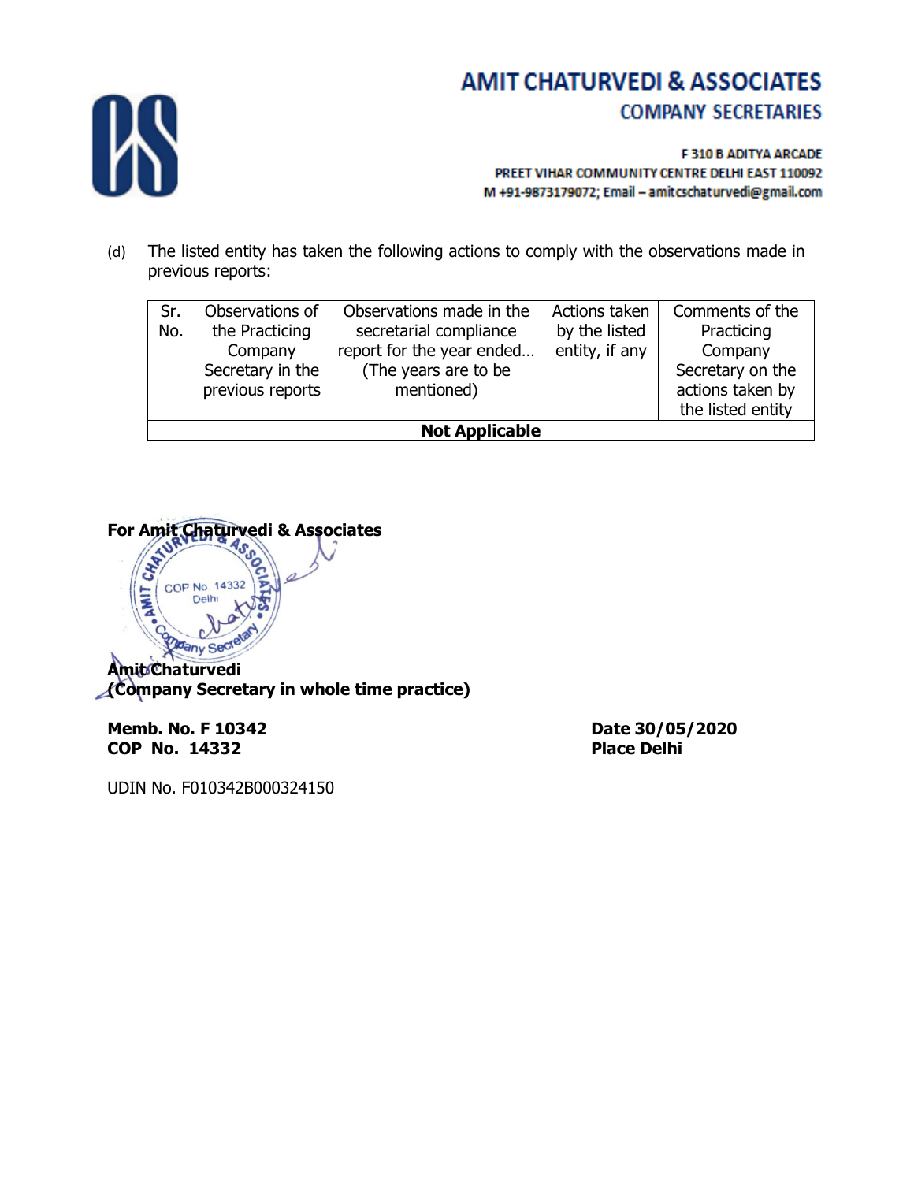(d) The listed entity has taken the following actions to comply with the observations made in previous reports:

| Sr. No. | Observations of the Practicing Company Secretary in the previous reports | Observations made in the secretarial compliance report for the year ended… (The years are to be mentioned) | Actions taken by the listed entity, if any | Comments of the Practicing Company Secretary on the actions taken by the listed entity |
|---|---|---|---|---|
| **Not Applicable** | | | | |

**For Amit Chaturvedi & Associates**

**Amit Chaturvedi**
**(Company Secretary in whole time practice)**

**Memb. No. F 10342**
**COP No. 14332**

**Date 30/05/2020**
**Place Delhi**

UDIN No. F010342B000324150